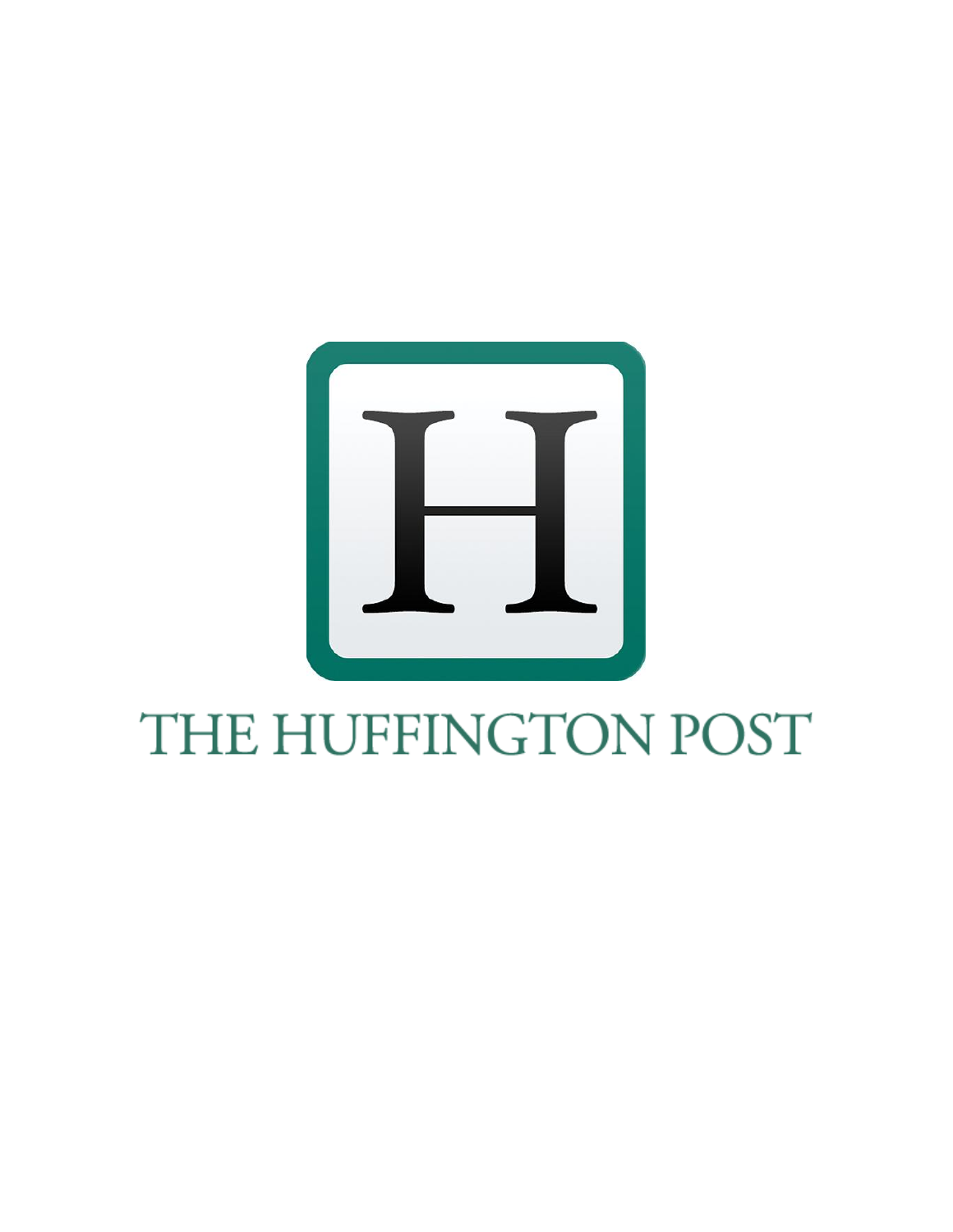THE HUFFINGTON POST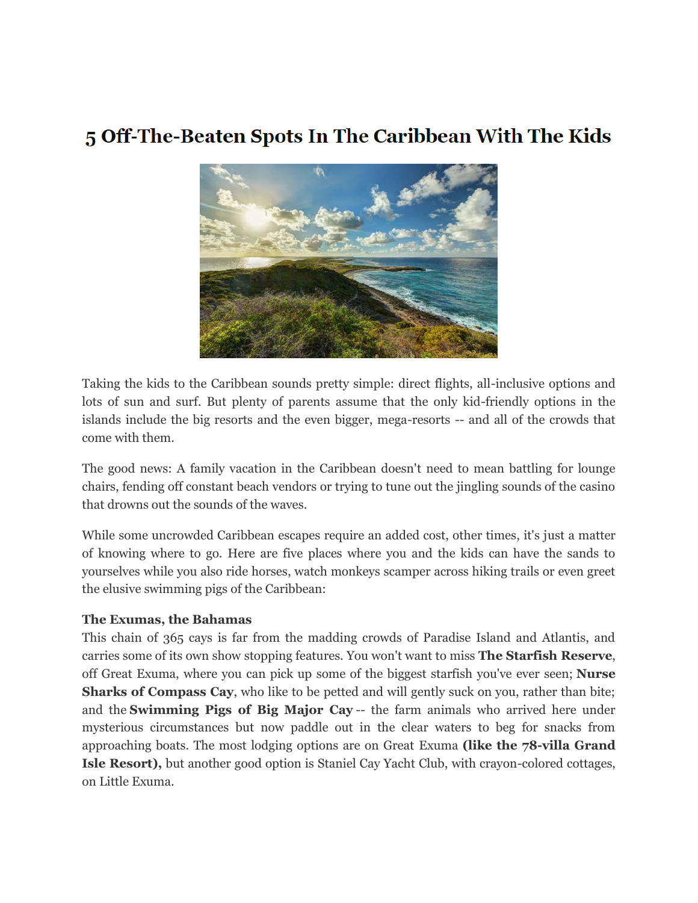# 5 Off-The-Beaten Spots In The Caribbean With The Kids

Taking the kids to the Caribbean sounds pretty simple: direct flights, all-inclusive options and lots of sun and surf. But plenty of parents assume that the only kid-friendly options in the islands include the big resorts and the even bigger, mega-resorts -- and all of the crowds that come with them.

The good news: A family vacation in the Caribbean doesn't need to mean battling for lounge chairs, fending off constant beach vendors or trying to tune out the jingling sounds of the casino that drowns out the sounds of the waves.

While some uncrowded Caribbean escapes require an added cost, other times, it's just a matter of knowing where to go. Here are five places where you and the kids can have the sands to yourselves while you also ride horses, watch monkeys scamper across hiking trails or even greet the elusive swimming pigs of the Caribbean:

**The Exumas, the Bahamas**
This chain of 365 cays is far from the madding crowds of Paradise Island and Atlantis, and carries some of its own show stopping features. You won't want to miss **The Starfish Reserve**, off Great Exuma, where you can pick up some of the biggest starfish you've ever seen; **Nurse Sharks of Compass Cay**, who like to be petted and will gently suck on you, rather than bite; and the **Swimming Pigs of Big Major Cay** -- the farm animals who arrived here under mysterious circumstances but now paddle out in the clear waters to beg for snacks from approaching boats. The most lodging options are on Great Exuma **(like the 78-villa Grand Isle Resort),** but another good option is Staniel Cay Yacht Club, with crayon-colored cottages, on Little Exuma.